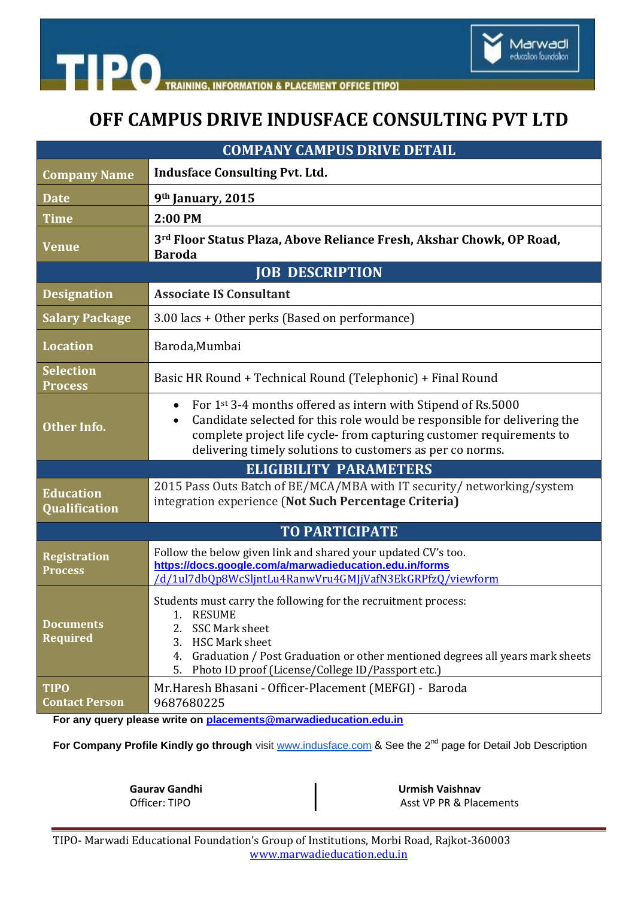# OFF CAMPUS DRIVE INDUSFACE CONSULTING PVT LTD

| COMPANY CAMPUS DRIVE DETAIL | |
|---|---|
| **Company Name** | **Indusface Consulting Pvt. Ltd.** |
| **Date** | **9th January, 2015** |
| **Time** | **2:00 PM** |
| **Venue** | **3rd Floor Status Plaza, Above Reliance Fresh, Akshar Chowk, OP Road, Baroda** |
| **JOB DESCRIPTION** | |
| **Designation** | **Associate IS Consultant** |
| **Salary Package** | 3.00 lacs + Other perks (Based on performance) |
| **Location** | Baroda,Mumbai |
| **Selection Process** | Basic HR Round + Technical Round (Telephonic) + Final Round |
| **Other Info.** | • For 1st 3-4 months offered as intern with Stipend of Rs.5000<br>• Candidate selected for this role would be responsible for delivering the complete project life cycle- from capturing customer requirements to delivering timely solutions to customers as per co norms. |
| **ELIGIBILITY PARAMETERS** | |
| **Education Qualification** | 2015 Pass Outs Batch of BE/MCA/MBA with IT security/ networking/system integration experience (**Not Such Percentage Criteria)** |
| **TO PARTICIPATE** | |
| **Registration Process** | Follow the below given link and shared your updated CV's too.<br>**https://docs.google.com/a/marwadieducation.edu.in/forms**<br>/d/1ul7dbQp8WcSljntLu4RanwVru4GMJjVafN3EkGRPfzQ/viewform |
| **Documents Required** | Students must carry the following for the recruitment process:<br>1. RESUME<br>2. SSC Mark sheet<br>3. HSC Mark sheet<br>4. Graduation / Post Graduation or other mentioned degrees all years mark sheets<br>5. Photo ID proof (License/College ID/Passport etc.) |
| **TIPO Contact Person** | Mr.Haresh Bhasani - Officer-Placement (MEFGI) - Baroda<br>9687680225 |

**For any query please write on** placements@marwadieducation.edu.in

**For Company Profile Kindly go through** visit www.indusface.com & See the 2nd page for Detail Job Description

**Gaurav Gandhi**
Officer: TIPO

**Urmish Vaishnav**
Asst VP PR & Placements

TIPO- Marwadi Educational Foundation's Group of Institutions, Morbi Road, Rajkot-360003
www.marwadieducation.edu.in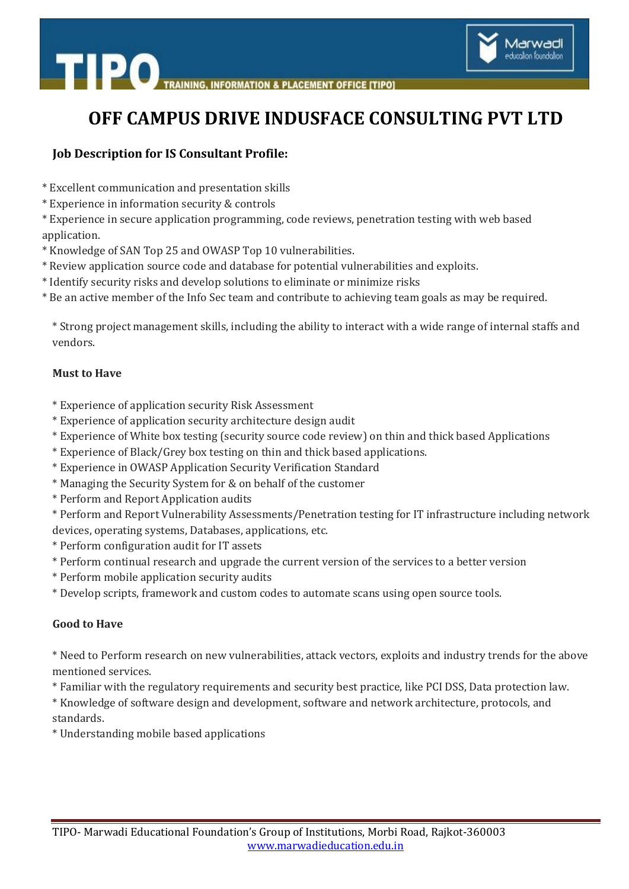# OFF CAMPUS DRIVE INDUSFACE CONSULTING PVT LTD

## Job Description for IS Consultant Profile:

* Excellent communication and presentation skills
* Experience in information security & controls
* Experience in secure application programming, code reviews, penetration testing with web based application.
* Knowledge of SAN Top 25 and OWASP Top 10 vulnerabilities.
* Review application source code and database for potential vulnerabilities and exploits.
* Identify security risks and develop solutions to eliminate or minimize risks
* Be an active member of the Info Sec team and contribute to achieving team goals as may be required.

* Strong project management skills, including the ability to interact with a wide range of internal staffs and vendors.

**Must to Have**

* Experience of application security Risk Assessment
* Experience of application security architecture design audit
* Experience of White box testing (security source code review) on thin and thick based Applications
* Experience of Black/Grey box testing on thin and thick based applications.
* Experience in OWASP Application Security Verification Standard
* Managing the Security System for & on behalf of the customer
* Perform and Report Application audits
* Perform and Report Vulnerability Assessments/Penetration testing for IT infrastructure including network devices, operating systems, Databases, applications, etc.
* Perform configuration audit for IT assets
* Perform continual research and upgrade the current version of the services to a better version
* Perform mobile application security audits
* Develop scripts, framework and custom codes to automate scans using open source tools.

**Good to Have**

* Need to Perform research on new vulnerabilities, attack vectors, exploits and industry trends for the above mentioned services.
* Familiar with the regulatory requirements and security best practice, like PCI DSS, Data protection law.
* Knowledge of software design and development, software and network architecture, protocols, and standards.
* Understanding mobile based applications